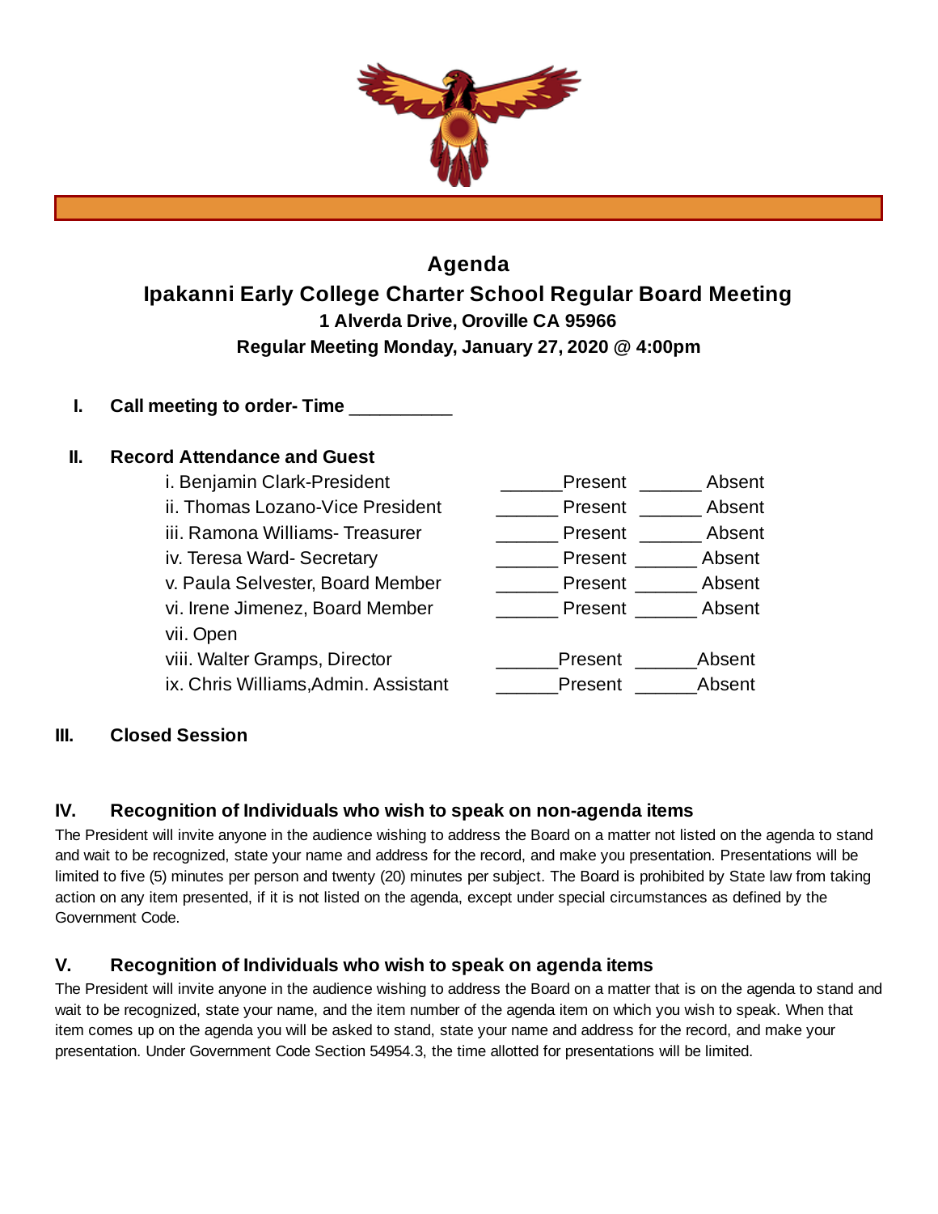# Agenda

## Ipakanni Early College Charter School Regular Board Meeting

**1 Alverda Drive, Oroville CA 95966**

**Regular Meeting Monday, January 27, 2020 @ 4:00pm**

### I. Call meeting to order- Time __________

### II. Record Attendance and Guest

| | | |
|---|---|---|
| i. Benjamin Clark-President | ______Present | ______ Absent |
| ii. Thomas Lozano-Vice President | ______ Present | ______ Absent |
| iii. Ramona Williams- Treasurer | ______ Present | ______ Absent |
| iv. Teresa Ward- Secretary | ______ Present | ______ Absent |
| v. Paula Selvester, Board Member | ______ Present | ______ Absent |
| vi. Irene Jimenez, Board Member | ______ Present | ______ Absent |
| vii. Open | | |
| viii. Walter Gramps, Director | ______Present | ______Absent |
| ix. Chris Williams,Admin. Assistant | ______Present | ______Absent |

### III. Closed Session

### IV. Recognition of Individuals who wish to speak on non-agenda items

The President will invite anyone in the audience wishing to address the Board on a matter not listed on the agenda to stand and wait to be recognized, state your name and address for the record, and make you presentation. Presentations will be limited to five (5) minutes per person and twenty (20) minutes per subject. The Board is prohibited by State law from taking action on any item presented, if it is not listed on the agenda, except under special circumstances as defined by the Government Code.

### V. Recognition of Individuals who wish to speak on agenda items

The President will invite anyone in the audience wishing to address the Board on a matter that is on the agenda to stand and wait to be recognized, state your name, and the item number of the agenda item on which you wish to speak. When that item comes up on the agenda you will be asked to stand, state your name and address for the record, and make your presentation. Under Government Code Section 54954.3, the time allotted for presentations will be limited.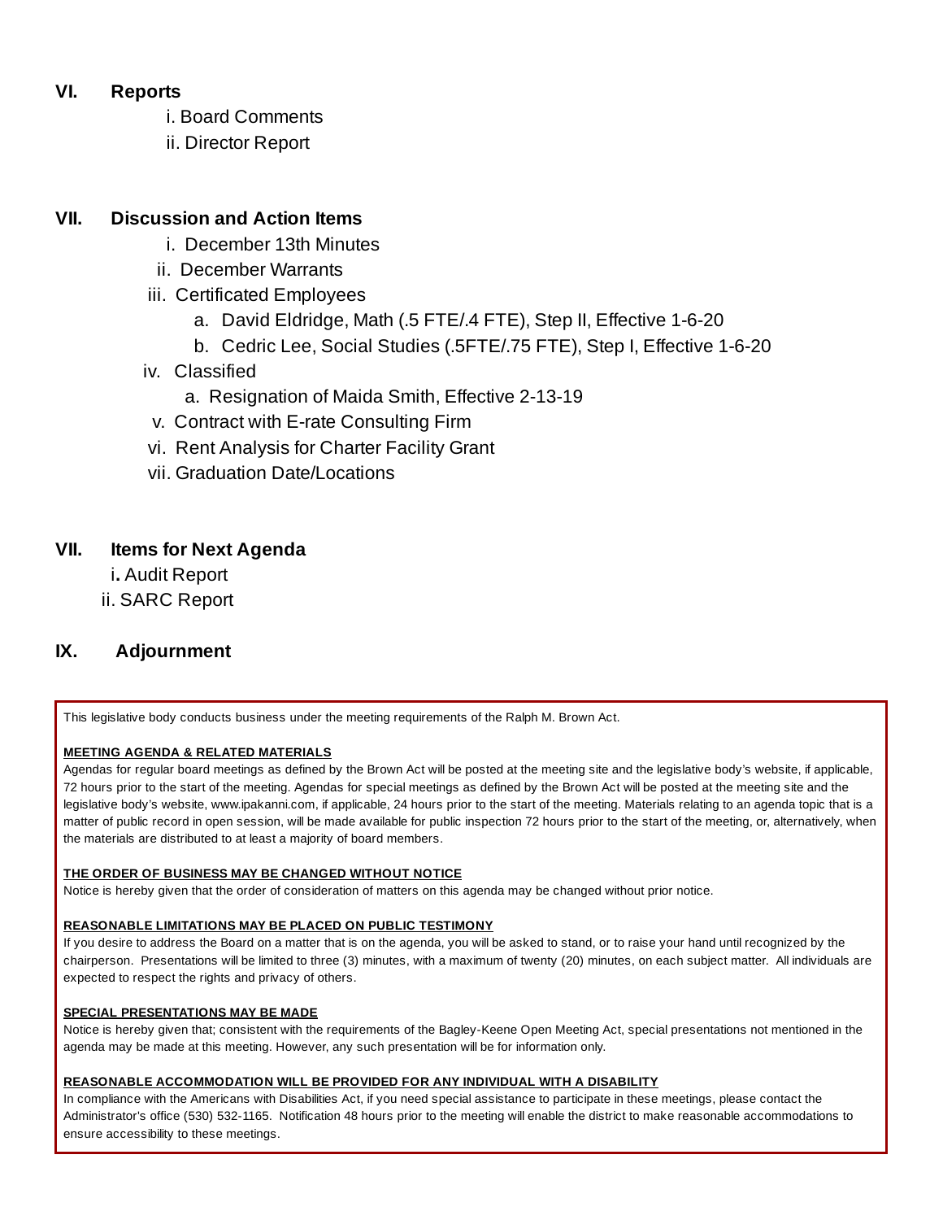## VI. Reports

i. Board Comments

ii. Director Report

## VII. Discussion and Action Items

i. December 13th Minutes

ii. December Warrants

iii. Certificated Employees

a. David Eldridge, Math (.5 FTE/.4 FTE), Step II, Effective 1-6-20

b. Cedric Lee, Social Studies (.5FTE/.75 FTE), Step I, Effective 1-6-20

iv. Classified

a. Resignation of Maida Smith, Effective 2-13-19

v. Contract with E-rate Consulting Firm

vi. Rent Analysis for Charter Facility Grant

vii. Graduation Date/Locations

## VII. Items for Next Agenda

i**.** Audit Report

ii. SARC Report

## IX. Adjournment

This legislative body conducts business under the meeting requirements of the Ralph M. Brown Act.

**MEETING AGENDA & RELATED MATERIALS**

Agendas for regular board meetings as defined by the Brown Act will be posted at the meeting site and the legislative body's website, if applicable, 72 hours prior to the start of the meeting. Agendas for special meetings as defined by the Brown Act will be posted at the meeting site and the legislative body's website, www.ipakanni.com, if applicable, 24 hours prior to the start of the meeting. Materials relating to an agenda topic that is a matter of public record in open session, will be made available for public inspection 72 hours prior to the start of the meeting, or, alternatively, when the materials are distributed to at least a majority of board members.

**THE ORDER OF BUSINESS MAY BE CHANGED WITHOUT NOTICE**

Notice is hereby given that the order of consideration of matters on this agenda may be changed without prior notice.

**REASONABLE LIMITATIONS MAY BE PLACED ON PUBLIC TESTIMONY**

If you desire to address the Board on a matter that is on the agenda, you will be asked to stand, or to raise your hand until recognized by the chairperson. Presentations will be limited to three (3) minutes, with a maximum of twenty (20) minutes, on each subject matter. All individuals are expected to respect the rights and privacy of others.

**SPECIAL PRESENTATIONS MAY BE MADE**

Notice is hereby given that; consistent with the requirements of the Bagley-Keene Open Meeting Act, special presentations not mentioned in the agenda may be made at this meeting. However, any such presentation will be for information only.

**REASONABLE ACCOMMODATION WILL BE PROVIDED FOR ANY INDIVIDUAL WITH A DISABILITY**

In compliance with the Americans with Disabilities Act, if you need special assistance to participate in these meetings, please contact the Administrator's office (530) 532-1165. Notification 48 hours prior to the meeting will enable the district to make reasonable accommodations to ensure accessibility to these meetings.